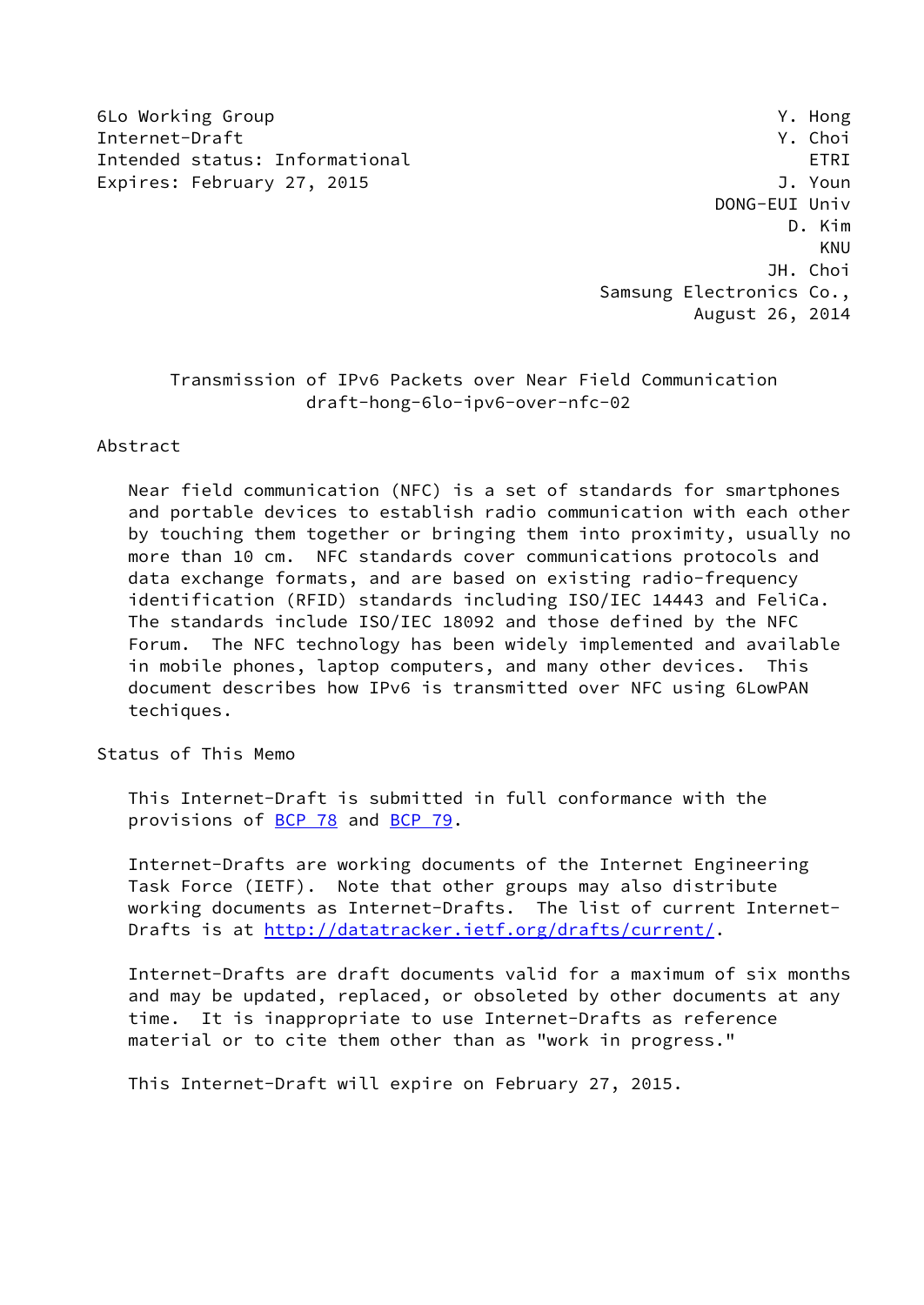6Lo Working Group Y. Hong
Internet-Draft Y. Choi
Intended status: Informational ETRI
Expires: February 27, 2015 J. Youn
DONG-EUI Univ
D. Kim
KNU
JH. Choi
Samsung Electronics Co.,
August 26, 2014

# Transmission of IPv6 Packets over Near Field Communication
draft-hong-6lo-ipv6-over-nfc-02

## Abstract

Near field communication (NFC) is a set of standards for smartphones and portable devices to establish radio communication with each other by touching them together or bringing them into proximity, usually no more than 10 cm. NFC standards cover communications protocols and data exchange formats, and are based on existing radio-frequency identification (RFID) standards including ISO/IEC 14443 and FeliCa. The standards include ISO/IEC 18092 and those defined by the NFC Forum. The NFC technology has been widely implemented and available in mobile phones, laptop computers, and many other devices. This document describes how IPv6 is transmitted over NFC using 6LowPAN techiques.

## Status of This Memo

This Internet-Draft is submitted in full conformance with the provisions of BCP 78 and BCP 79.

Internet-Drafts are working documents of the Internet Engineering Task Force (IETF). Note that other groups may also distribute working documents as Internet-Drafts. The list of current Internet-Drafts is at http://datatracker.ietf.org/drafts/current/.

Internet-Drafts are draft documents valid for a maximum of six months and may be updated, replaced, or obsoleted by other documents at any time. It is inappropriate to use Internet-Drafts as reference material or to cite them other than as "work in progress."

This Internet-Draft will expire on February 27, 2015.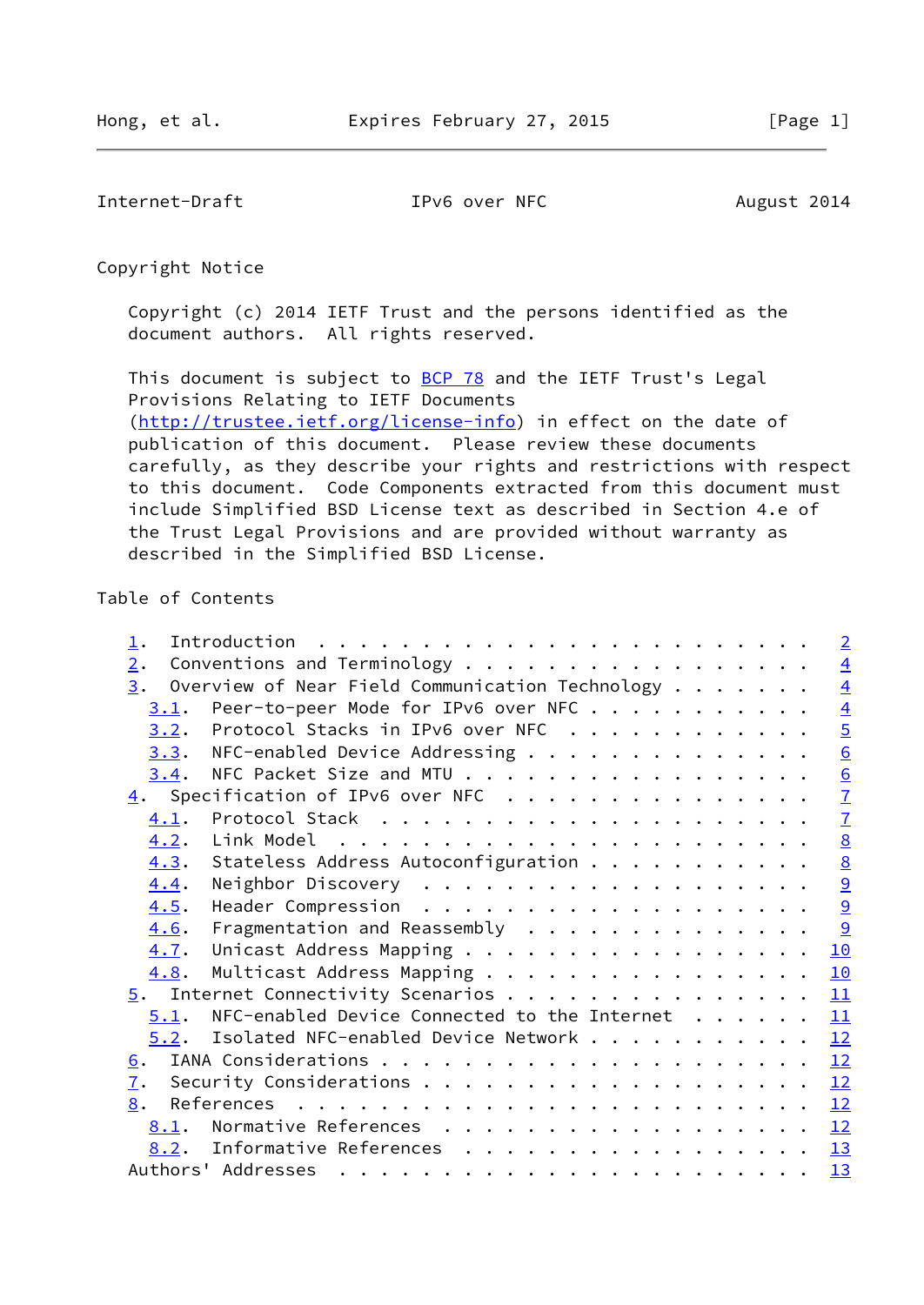Copyright Notice

Copyright (c) 2014 IETF Trust and the persons identified as the document authors. All rights reserved.

This document is subject to BCP 78 and the IETF Trust's Legal Provisions Relating to IETF Documents (http://trustee.ietf.org/license-info) in effect on the date of publication of this document. Please review these documents carefully, as they describe your rights and restrictions with respect to this document. Code Components extracted from this document must include Simplified BSD License text as described in Section 4.e of the Trust Legal Provisions and are provided without warranty as described in the Simplified BSD License.

Table of Contents

```
   1.  Introduction . . . . . . . . . . . . . . . . . . . . . . . .   2
   2.  Conventions and Terminology . . . . . . . . . . . . . . . . .   4
   3.  Overview of Near Field Communication Technology . . . . . . .   4
     3.1.  Peer-to-peer Mode for IPv6 over NFC . . . . . . . . . . .   4
     3.2.  Protocol Stacks in IPv6 over NFC  . . . . . . . . . . . .   5
     3.3.  NFC-enabled Device Addressing . . . . . . . . . . . . . .   6
     3.4.  NFC Packet Size and MTU . . . . . . . . . . . . . . . . .   6
   4.  Specification of IPv6 over NFC  . . . . . . . . . . . . . . .   7
     4.1.  Protocol Stack  . . . . . . . . . . . . . . . . . . . . .   7
     4.2.  Link Model  . . . . . . . . . . . . . . . . . . . . . . .   8
     4.3.  Stateless Address Autoconfiguration . . . . . . . . . . .   8
     4.4.  Neighbor Discovery  . . . . . . . . . . . . . . . . . . .   9
     4.5.  Header Compression  . . . . . . . . . . . . . . . . . . .   9
     4.6.  Fragmentation and Reassembly  . . . . . . . . . . . . . .   9
     4.7.  Unicast Address Mapping . . . . . . . . . . . . . . . . .  10
     4.8.  Multicast Address Mapping . . . . . . . . . . . . . . . .  10
   5.  Internet Connectivity Scenarios . . . . . . . . . . . . . . .  11
     5.1.  NFC-enabled Device Connected to the Internet  . . . . . .  11
     5.2.  Isolated NFC-enabled Device Network . . . . . . . . . . .  12
   6.  IANA Considerations . . . . . . . . . . . . . . . . . . . . .  12
   7.  Security Considerations . . . . . . . . . . . . . . . . . . .  12
   8.  References  . . . . . . . . . . . . . . . . . . . . . . . . .  12
     8.1.  Normative References  . . . . . . . . . . . . . . . . . .  12
     8.2.  Informative References  . . . . . . . . . . . . . . . . .  13
   Authors' Addresses  . . . . . . . . . . . . . . . . . . . . . . .  13
```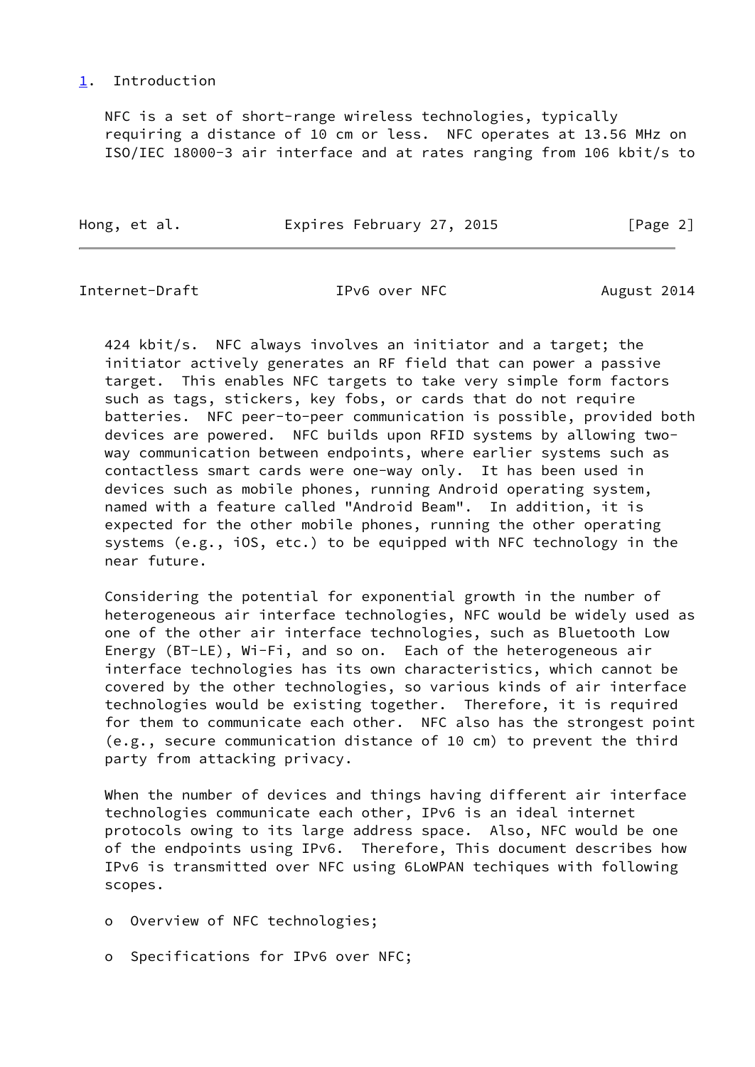## 1. Introduction

NFC is a set of short-range wireless technologies, typically requiring a distance of 10 cm or less. NFC operates at 13.56 MHz on ISO/IEC 18000-3 air interface and at rates ranging from 106 kbit/s to 424 kbit/s. NFC always involves an initiator and a target; the initiator actively generates an RF field that can power a passive target. This enables NFC targets to take very simple form factors such as tags, stickers, key fobs, or cards that do not require batteries. NFC peer-to-peer communication is possible, provided both devices are powered. NFC builds upon RFID systems by allowing two-way communication between endpoints, where earlier systems such as contactless smart cards were one-way only. It has been used in devices such as mobile phones, running Android operating system, named with a feature called "Android Beam". In addition, it is expected for the other mobile phones, running the other operating systems (e.g., iOS, etc.) to be equipped with NFC technology in the near future.

Considering the potential for exponential growth in the number of heterogeneous air interface technologies, NFC would be widely used as one of the other air interface technologies, such as Bluetooth Low Energy (BT-LE), Wi-Fi, and so on. Each of the heterogeneous air interface technologies has its own characteristics, which cannot be covered by the other technologies, so various kinds of air interface technologies would be existing together. Therefore, it is required for them to communicate each other. NFC also has the strongest point (e.g., secure communication distance of 10 cm) to prevent the third party from attacking privacy.

When the number of devices and things having different air interface technologies communicate each other, IPv6 is an ideal internet protocols owing to its large address space. Also, NFC would be one of the endpoints using IPv6. Therefore, This document describes how IPv6 is transmitted over NFC using 6LoWPAN techiques with following scopes.

- Overview of NFC technologies;
- Specifications for IPv6 over NFC;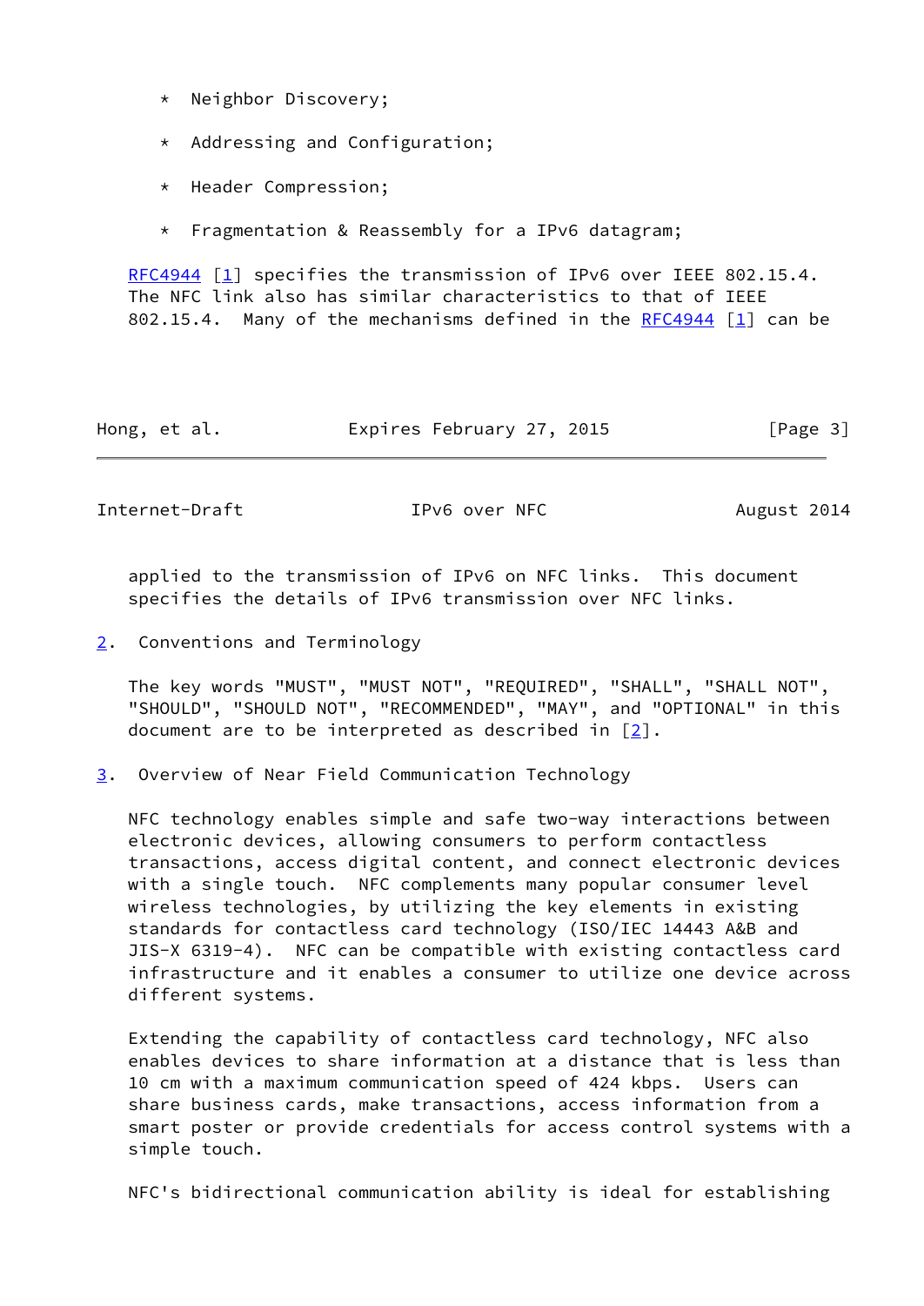* Neighbor Discovery;

* Addressing and Configuration;

* Header Compression;

* Fragmentation & Reassembly for a IPv6 datagram;

RFC4944 [1] specifies the transmission of IPv6 over IEEE 802.15.4. The NFC link also has similar characteristics to that of IEEE 802.15.4. Many of the mechanisms defined in the RFC4944 [1] can be applied to the transmission of IPv6 on NFC links. This document specifies the details of IPv6 transmission over NFC links.

## 2. Conventions and Terminology

The key words "MUST", "MUST NOT", "REQUIRED", "SHALL", "SHALL NOT", "SHOULD", "SHOULD NOT", "RECOMMENDED", "MAY", and "OPTIONAL" in this document are to be interpreted as described in [2].

## 3. Overview of Near Field Communication Technology

NFC technology enables simple and safe two-way interactions between electronic devices, allowing consumers to perform contactless transactions, access digital content, and connect electronic devices with a single touch. NFC complements many popular consumer level wireless technologies, by utilizing the key elements in existing standards for contactless card technology (ISO/IEC 14443 A&B and JIS-X 6319-4). NFC can be compatible with existing contactless card infrastructure and it enables a consumer to utilize one device across different systems.

Extending the capability of contactless card technology, NFC also enables devices to share information at a distance that is less than 10 cm with a maximum communication speed of 424 kbps. Users can share business cards, make transactions, access information from a smart poster or provide credentials for access control systems with a simple touch.

NFC's bidirectional communication ability is ideal for establishing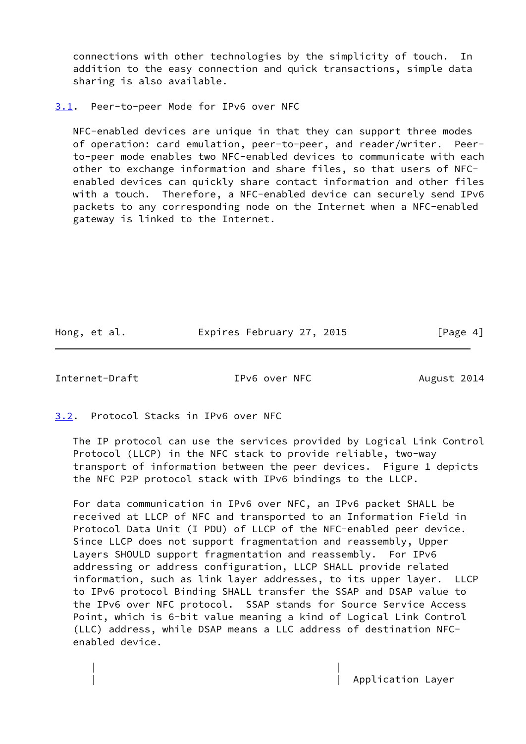connections with other technologies by the simplicity of touch. In addition to the easy connection and quick transactions, simple data sharing is also available.

### 3.1. Peer-to-peer Mode for IPv6 over NFC

NFC-enabled devices are unique in that they can support three modes of operation: card emulation, peer-to-peer, and reader/writer. Peer-to-peer mode enables two NFC-enabled devices to communicate with each other to exchange information and share files, so that users of NFC-enabled devices can quickly share contact information and other files with a touch. Therefore, a NFC-enabled device can securely send IPv6 packets to any corresponding node on the Internet when a NFC-enabled gateway is linked to the Internet.

### 3.2. Protocol Stacks in IPv6 over NFC

The IP protocol can use the services provided by Logical Link Control Protocol (LLCP) in the NFC stack to provide reliable, two-way transport of information between the peer devices. Figure 1 depicts the NFC P2P protocol stack with IPv6 bindings to the LLCP.

For data communication in IPv6 over NFC, an IPv6 packet SHALL be received at LLCP of NFC and transported to an Information Field in Protocol Data Unit (I PDU) of LLCP of the NFC-enabled peer device. Since LLCP does not support fragmentation and reassembly, Upper Layers SHOULD support fragmentation and reassembly. For IPv6 addressing or address configuration, LLCP SHALL provide related information, such as link layer addresses, to its upper layer. LLCP to IPv6 protocol Binding SHALL transfer the SSAP and DSAP value to the IPv6 over NFC protocol. SSAP stands for Source Service Access Point, which is 6-bit value meaning a kind of Logical Link Control (LLC) address, while DSAP means a LLC address of destination NFC-enabled device.

```
   |                                          |
   |                                          |  Application Layer
```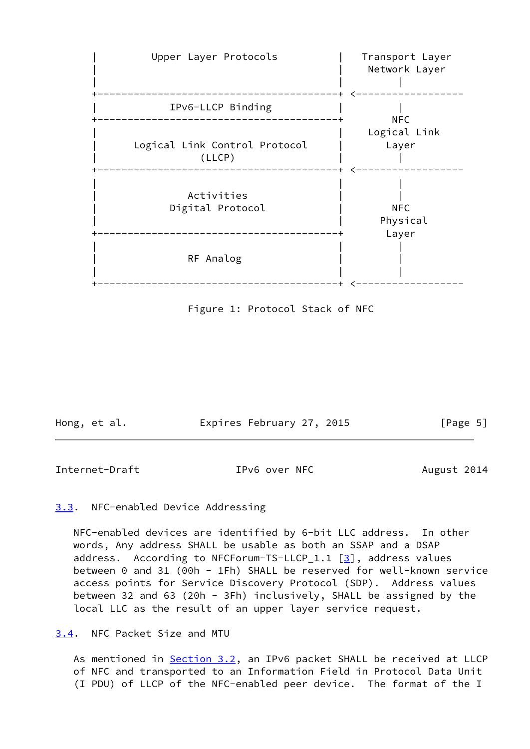```
   |          Upper Layer Protocols           |   Transport Layer
   |                                          |    Network Layer
   |                                          |         |
   +------------------------------------------+ <------------------
   |             IPv6-LLCP Binding            |         |
   +------------------------------------------+        NFC
   |                                          |    Logical Link
   |        Logical Link Control Protocol     |       Layer
   |                  (LLCP)                  |         |
   +------------------------------------------+ <------------------
   |                                          |         |
   |                Activities                |         |
   |             Digital Protocol             |        NFC
   |                                          |      Physical
   +------------------------------------------+       Layer
   |                                          |         |
   |                RF Analog                 |         |
   |                                          |         |
   +------------------------------------------+ <------------------
```

Figure 1: Protocol Stack of NFC

## 3.3. NFC-enabled Device Addressing

NFC-enabled devices are identified by 6-bit LLC address. In other words, Any address SHALL be usable as both an SSAP and a DSAP address. According to NFCForum-TS-LLCP_1.1 [3], address values between 0 and 31 (00h - 1Fh) SHALL be reserved for well-known service access points for Service Discovery Protocol (SDP). Address values between 32 and 63 (20h - 3Fh) inclusively, SHALL be assigned by the local LLC as the result of an upper layer service request.

## 3.4. NFC Packet Size and MTU

As mentioned in Section 3.2, an IPv6 packet SHALL be received at LLCP of NFC and transported to an Information Field in Protocol Data Unit (I PDU) of LLCP of the NFC-enabled peer device. The format of the I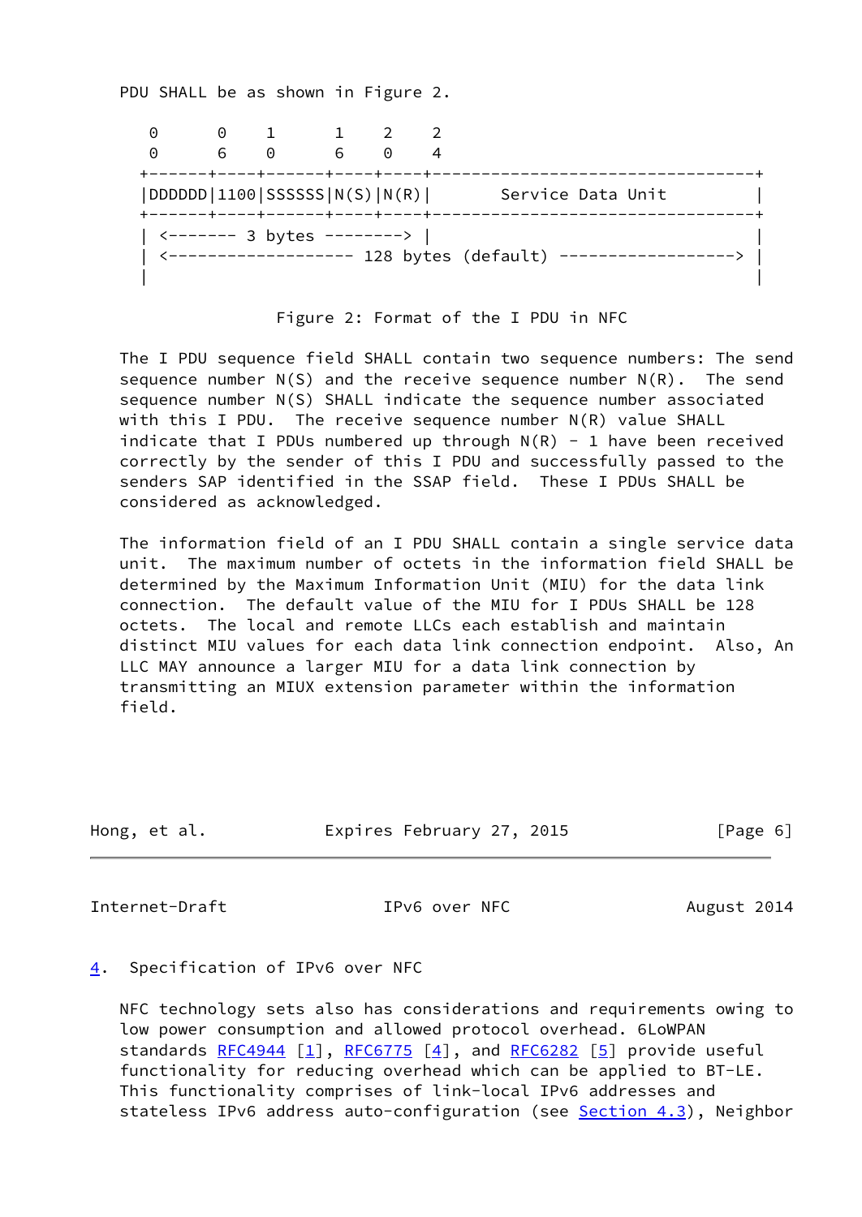PDU SHALL be as shown in Figure 2.

```
   0      0    1      1    2    2
   0      6    0      6    0    4
  +------+----+------+----+----+--------------------------------+
  |DDDDDD|1100|SSSSSS|N(S)|N(R)|       Service Data Unit        |
  +------+----+------+----+----+--------------------------------+
  | <------- 3 bytes --------> |                                |
  | <------------------- 128 bytes (default) ------------------> |
  |                                                             |
```

Figure 2: Format of the I PDU in NFC

The I PDU sequence field SHALL contain two sequence numbers: The send sequence number N(S) and the receive sequence number N(R). The send sequence number N(S) SHALL indicate the sequence number associated with this I PDU. The receive sequence number N(R) value SHALL indicate that I PDUs numbered up through N(R) - 1 have been received correctly by the sender of this I PDU and successfully passed to the senders SAP identified in the SSAP field. These I PDUs SHALL be considered as acknowledged.

The information field of an I PDU SHALL contain a single service data unit. The maximum number of octets in the information field SHALL be determined by the Maximum Information Unit (MIU) for the data link connection. The default value of the MIU for I PDUs SHALL be 128 octets. The local and remote LLCs each establish and maintain distinct MIU values for each data link connection endpoint. Also, An LLC MAY announce a larger MIU for a data link connection by transmitting an MIUX extension parameter within the information field.

## 4. Specification of IPv6 over NFC

NFC technology sets also has considerations and requirements owing to low power consumption and allowed protocol overhead. 6LoWPAN standards RFC4944 [1], RFC6775 [4], and RFC6282 [5] provide useful functionality for reducing overhead which can be applied to BT-LE. This functionality comprises of link-local IPv6 addresses and stateless IPv6 address auto-configuration (see Section 4.3), Neighbor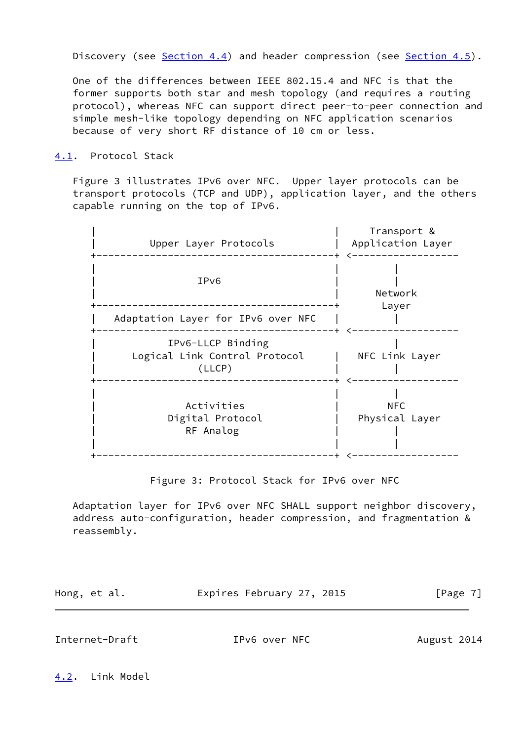Discovery (see Section 4.4) and header compression (see Section 4.5).

One of the differences between IEEE 802.15.4 and NFC is that the former supports both star and mesh topology (and requires a routing protocol), whereas NFC can support direct peer-to-peer connection and simple mesh-like topology depending on NFC application scenarios because of very short RF distance of 10 cm or less.

## 4.1. Protocol Stack

Figure 3 illustrates IPv6 over NFC. Upper layer protocols can be transport protocols (TCP and UDP), application layer, and the others capable running on the top of IPv6.

```
   |                                        |     Transport &
   |         Upper Layer Protocols          |  Application Layer
   +----------------------------------------+ <------------------
   |                                        |          |
   |                  IPv6                  |          |
   |                                        |       Network
   +----------------------------------------+        Layer
   |   Adaptation Layer for IPv6 over NFC   |          |
   +----------------------------------------+ <------------------
   |            IPv6-LLCP Binding                      |
   |       Logical Link Control Protocol    |   NFC Link Layer
   |                 (LLCP)                 |          |
   +----------------------------------------+ <------------------
   |                                        |          |
   |                Activities              |         NFC
   |             Digital Protocol           |   Physical Layer
   |                RF Analog               |          |
   |                                        |          |
   +----------------------------------------+ <------------------
```

Figure 3: Protocol Stack for IPv6 over NFC

Adaptation layer for IPv6 over NFC SHALL support neighbor discovery, address auto-configuration, header compression, and fragmentation & reassembly.

## 4.2. Link Model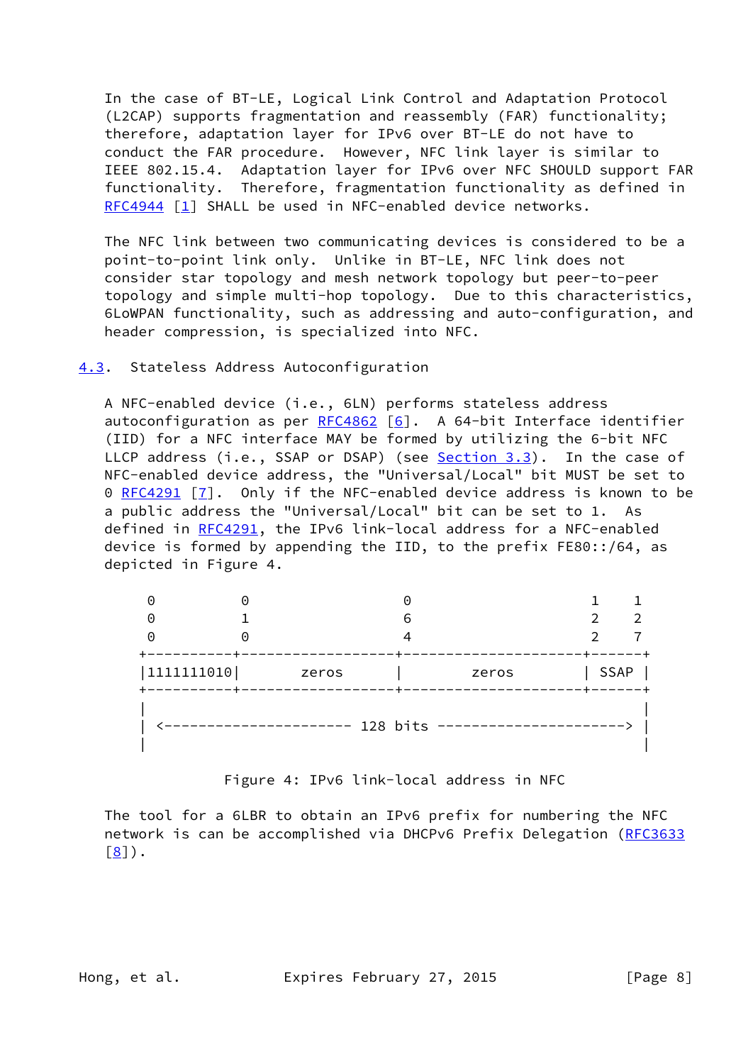In the case of BT-LE, Logical Link Control and Adaptation Protocol (L2CAP) supports fragmentation and reassembly (FAR) functionality; therefore, adaptation layer for IPv6 over BT-LE do not have to conduct the FAR procedure. However, NFC link layer is similar to IEEE 802.15.4. Adaptation layer for IPv6 over NFC SHOULD support FAR functionality. Therefore, fragmentation functionality as defined in RFC4944 [1] SHALL be used in NFC-enabled device networks.

The NFC link between two communicating devices is considered to be a point-to-point link only. Unlike in BT-LE, NFC link does not consider star topology and mesh network topology but peer-to-peer topology and simple multi-hop topology. Due to this characteristics, 6LoWPAN functionality, such as addressing and auto-configuration, and header compression, is specialized into NFC.

### 4.3. Stateless Address Autoconfiguration

A NFC-enabled device (i.e., 6LN) performs stateless address autoconfiguration as per RFC4862 [6]. A 64-bit Interface identifier (IID) for a NFC interface MAY be formed by utilizing the 6-bit NFC LLCP address (i.e., SSAP or DSAP) (see Section 3.3). In the case of NFC-enabled device address, the "Universal/Local" bit MUST be set to 0 RFC4291 [7]. Only if the NFC-enabled device address is known to be a public address the "Universal/Local" bit can be set to 1. As defined in RFC4291, the IPv6 link-local address for a NFC-enabled device is formed by appending the IID, to the prefix FE80::/64, as depicted in Figure 4.

```
 0          0                  0                    1    1
 0          1                  6                    2    2
 0          0                  4                    2    7
+----------+------------------+---------------------+------+
|1111111010|       zeros      |        zeros        | SSAP |
+----------+------------------+---------------------+------+
|                                                          |
| <---------------------- 128 bits ----------------------> |
|                                                          |
```

Figure 4: IPv6 link-local address in NFC

The tool for a 6LBR to obtain an IPv6 prefix for numbering the NFC network is can be accomplished via DHCPv6 Prefix Delegation (RFC3633 [8]).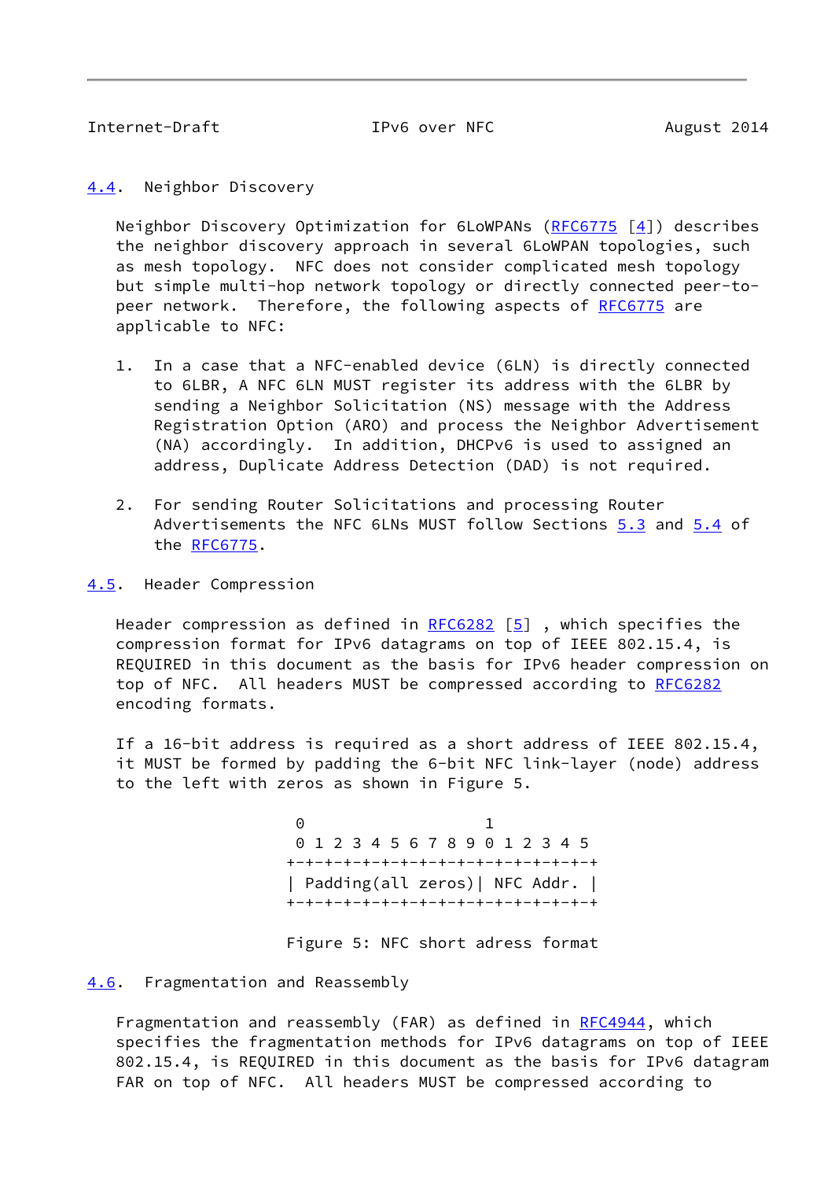## 4.4. Neighbor Discovery

Neighbor Discovery Optimization for 6LoWPANs (RFC6775 [4]) describes the neighbor discovery approach in several 6LoWPAN topologies, such as mesh topology. NFC does not consider complicated mesh topology but simple multi-hop network topology or directly connected peer-to-peer network. Therefore, the following aspects of RFC6775 are applicable to NFC:

1. In a case that a NFC-enabled device (6LN) is directly connected to 6LBR, A NFC 6LN MUST register its address with the 6LBR by sending a Neighbor Solicitation (NS) message with the Address Registration Option (ARO) and process the Neighbor Advertisement (NA) accordingly. In addition, DHCPv6 is used to assigned an address, Duplicate Address Detection (DAD) is not required.

2. For sending Router Solicitations and processing Router Advertisements the NFC 6LNs MUST follow Sections 5.3 and 5.4 of the RFC6775.

## 4.5. Header Compression

Header compression as defined in RFC6282 [5] , which specifies the compression format for IPv6 datagrams on top of IEEE 802.15.4, is REQUIRED in this document as the basis for IPv6 header compression on top of NFC. All headers MUST be compressed according to RFC6282 encoding formats.

If a 16-bit address is required as a short address of IEEE 802.15.4, it MUST be formed by padding the 6-bit NFC link-layer (node) address to the left with zeros as shown in Figure 5.

```
 0                   1
 0 1 2 3 4 5 6 7 8 9 0 1 2 3 4 5
+-+-+-+-+-+-+-+-+-+-+-+-+-+-+-+-+
| Padding(all zeros)| NFC Addr. |
+-+-+-+-+-+-+-+-+-+-+-+-+-+-+-+-+
```

Figure 5: NFC short adress format

## 4.6. Fragmentation and Reassembly

Fragmentation and reassembly (FAR) as defined in RFC4944, which specifies the fragmentation methods for IPv6 datagrams on top of IEEE 802.15.4, is REQUIRED in this document as the basis for IPv6 datagram FAR on top of NFC. All headers MUST be compressed according to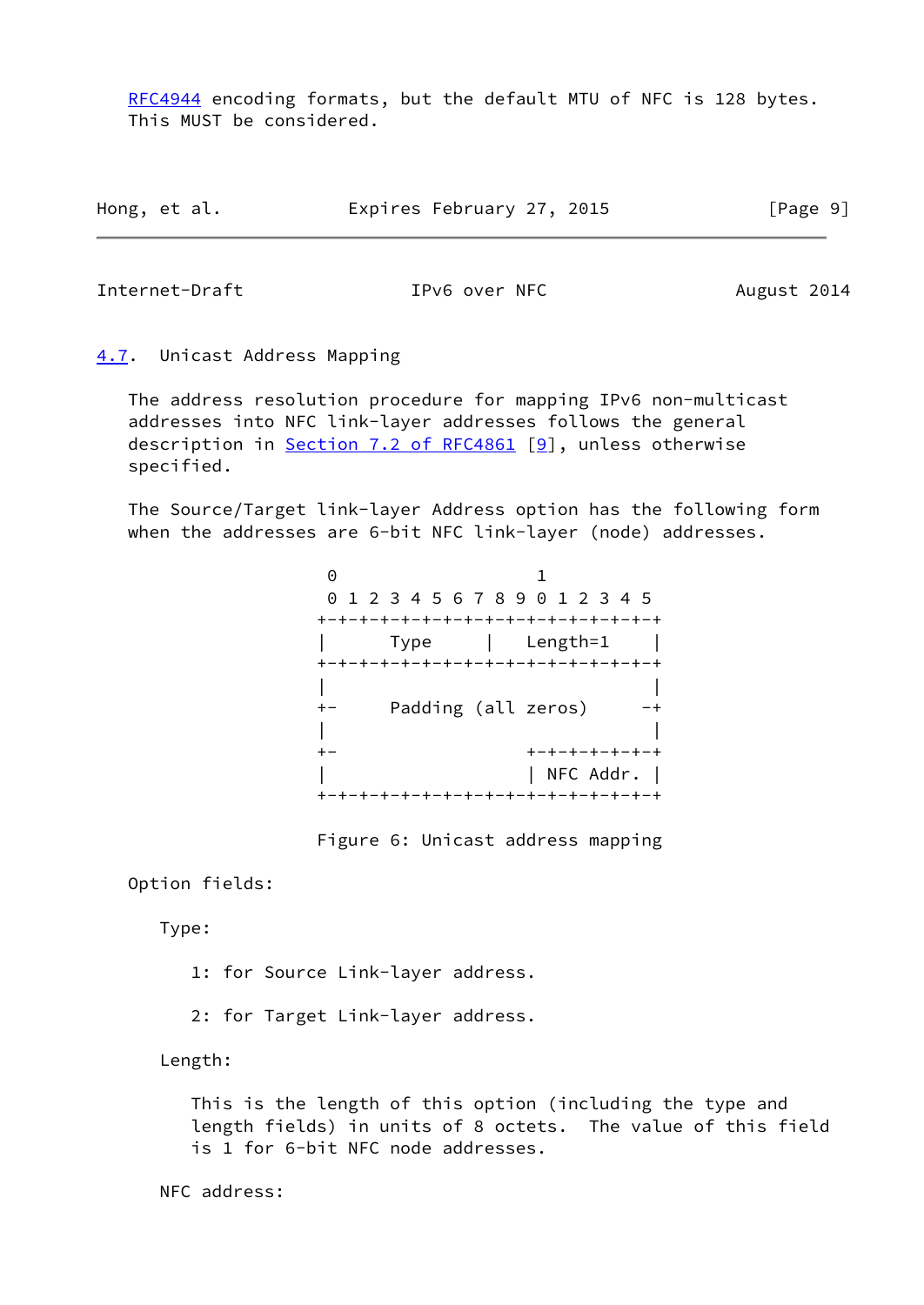RFC4944 encoding formats, but the default MTU of NFC is 128 bytes. This MUST be considered.

### 4.7. Unicast Address Mapping

The address resolution procedure for mapping IPv6 non-multicast addresses into NFC link-layer addresses follows the general description in Section 7.2 of RFC4861 [9], unless otherwise specified.

The Source/Target link-layer Address option has the following form when the addresses are 6-bit NFC link-layer (node) addresses.

```
 0                   1
 0 1 2 3 4 5 6 7 8 9 0 1 2 3 4 5
+-+-+-+-+-+-+-+-+-+-+-+-+-+-+-+-+
|     Type      |   Length=1    |
+-+-+-+-+-+-+-+-+-+-+-+-+-+-+-+-+
|                               |
+-      Padding (all zeros)    -+
|                               |
+-              +-+-+-+-+-+-+-+-+
|               | NFC Addr. |
+-+-+-+-+-+-+-+-+-+-+-+-+-+-+-+-+
```

Figure 6: Unicast address mapping

Option fields:

Type:

1: for Source Link-layer address.

2: for Target Link-layer address.

Length:

This is the length of this option (including the type and length fields) in units of 8 octets. The value of this field is 1 for 6-bit NFC node addresses.

NFC address: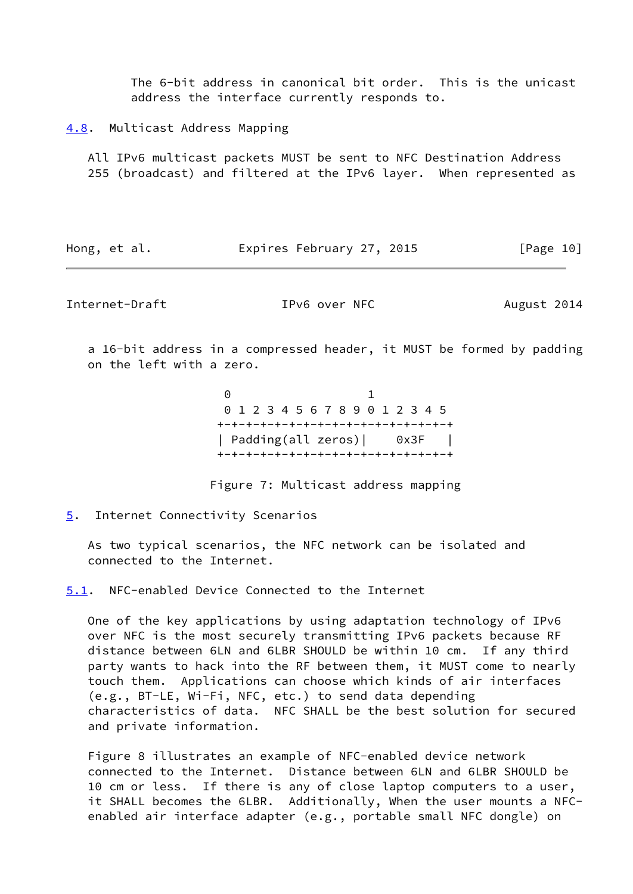The 6-bit address in canonical bit order. This is the unicast address the interface currently responds to.

### 4.8. Multicast Address Mapping

All IPv6 multicast packets MUST be sent to NFC Destination Address 255 (broadcast) and filtered at the IPv6 layer. When represented as a 16-bit address in a compressed header, it MUST be formed by padding on the left with a zero.

```
 0                   1
 0 1 2 3 4 5 6 7 8 9 0 1 2 3 4 5
+-+-+-+-+-+-+-+-+-+-+-+-+-+-+-+-+
| Padding(all zeros)|    0x3F   |
+-+-+-+-+-+-+-+-+-+-+-+-+-+-+-+-+
```

Figure 7: Multicast address mapping

## 5. Internet Connectivity Scenarios

As two typical scenarios, the NFC network can be isolated and connected to the Internet.

### 5.1. NFC-enabled Device Connected to the Internet

One of the key applications by using adaptation technology of IPv6 over NFC is the most securely transmitting IPv6 packets because RF distance between 6LN and 6LBR SHOULD be within 10 cm. If any third party wants to hack into the RF between them, it MUST come to nearly touch them. Applications can choose which kinds of air interfaces (e.g., BT-LE, Wi-Fi, NFC, etc.) to send data depending characteristics of data. NFC SHALL be the best solution for secured and private information.

Figure 8 illustrates an example of NFC-enabled device network connected to the Internet. Distance between 6LN and 6LBR SHOULD be 10 cm or less. If there is any of close laptop computers to a user, it SHALL becomes the 6LBR. Additionally, When the user mounts a NFC-enabled air interface adapter (e.g., portable small NFC dongle) on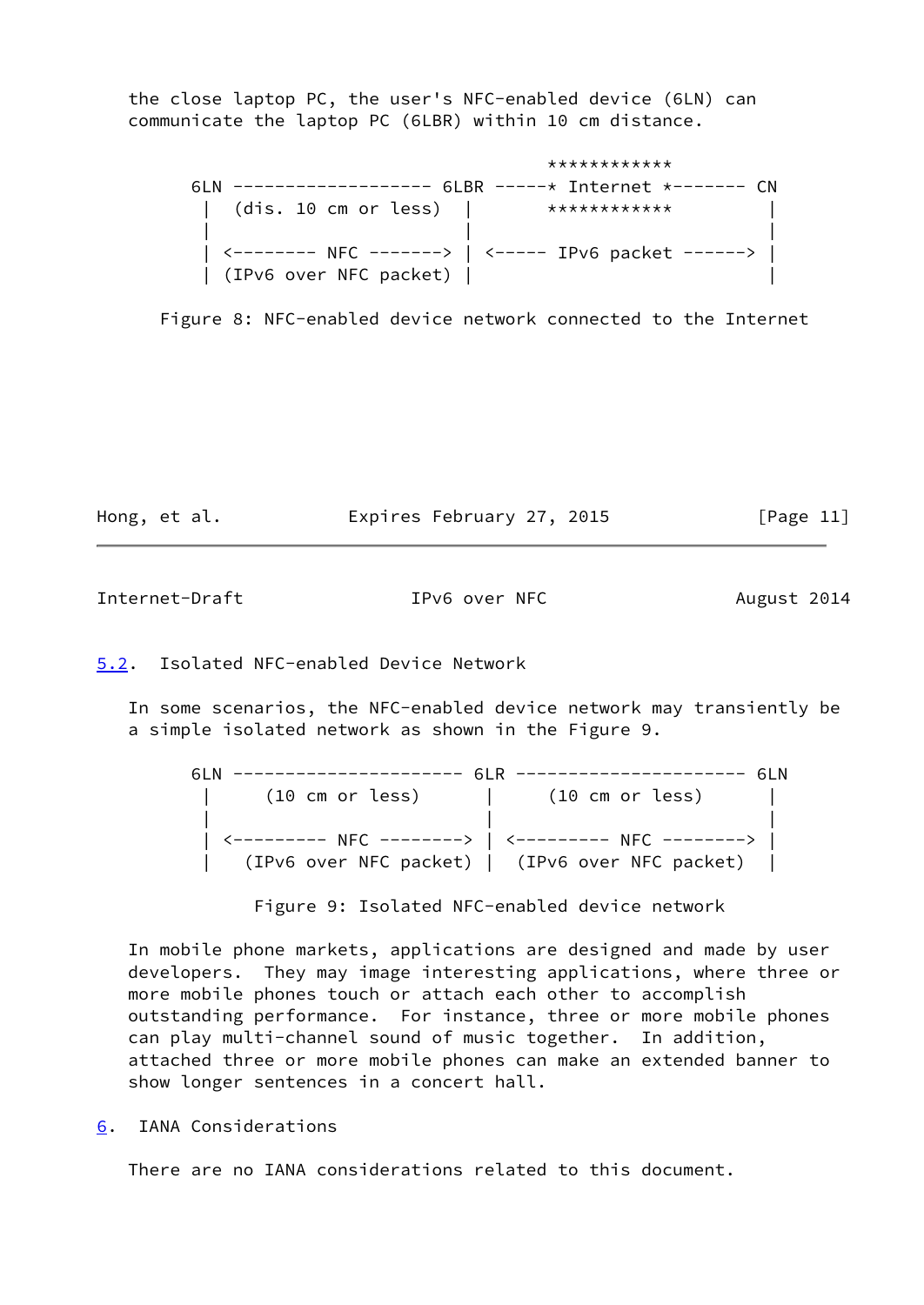the close laptop PC, the user's NFC-enabled device (6LN) can communicate the laptop PC (6LBR) within 10 cm distance.

```
                                       ************
6LN ------------------- 6LBR -----* Internet *------- CN
 |  (dis. 10 cm or less)  |       ************          |
 |                        |                             |
 | <-------- NFC -------> | <----- IPv6 packet ------>  |
 | (IPv6 over NFC packet) |                             |
```

Figure 8: NFC-enabled device network connected to the Internet

## 5.2. Isolated NFC-enabled Device Network

In some scenarios, the NFC-enabled device network may transiently be a simple isolated network as shown in the Figure 9.

```
6LN ---------------------- 6LR ---------------------- 6LN
 |     (10 cm or less)      |     (10 cm or less)      |
 |                          |                          |
 | <--------- NFC --------> | <--------- NFC --------> |
 |   (IPv6 over NFC packet) |  (IPv6 over NFC packet)  |
```

Figure 9: Isolated NFC-enabled device network

In mobile phone markets, applications are designed and made by user developers. They may image interesting applications, where three or more mobile phones touch or attach each other to accomplish outstanding performance. For instance, three or more mobile phones can play multi-channel sound of music together. In addition, attached three or more mobile phones can make an extended banner to show longer sentences in a concert hall.

# 6. IANA Considerations

There are no IANA considerations related to this document.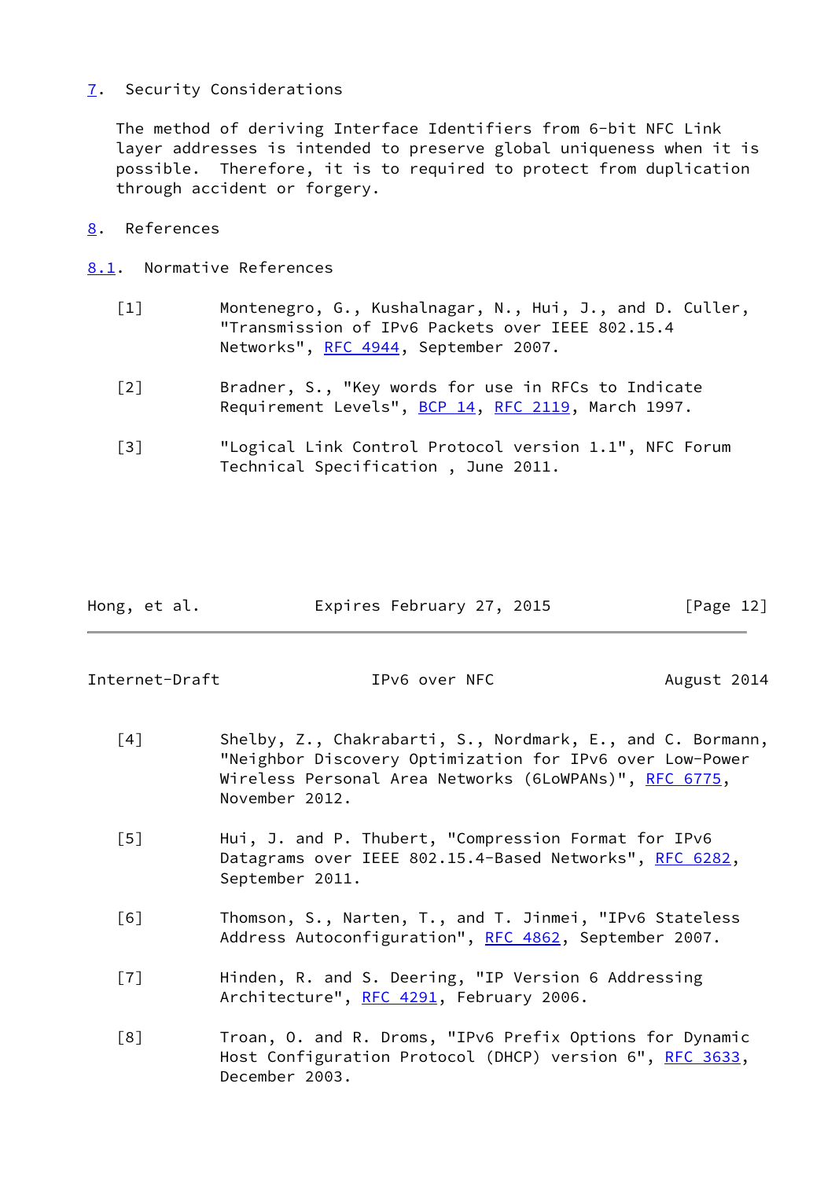## 7. Security Considerations

The method of deriving Interface Identifiers from 6-bit NFC Link layer addresses is intended to preserve global uniqueness when it is possible. Therefore, it is to required to protect from duplication through accident or forgery.

## 8. References

### 8.1. Normative References

[1] Montenegro, G., Kushalnagar, N., Hui, J., and D. Culler, "Transmission of IPv6 Packets over IEEE 802.15.4 Networks", RFC 4944, September 2007.

[2] Bradner, S., "Key words for use in RFCs to Indicate Requirement Levels", BCP 14, RFC 2119, March 1997.

[3] "Logical Link Control Protocol version 1.1", NFC Forum Technical Specification , June 2011.

[4] Shelby, Z., Chakrabarti, S., Nordmark, E., and C. Bormann, "Neighbor Discovery Optimization for IPv6 over Low-Power Wireless Personal Area Networks (6LoWPANs)", RFC 6775, November 2012.

[5] Hui, J. and P. Thubert, "Compression Format for IPv6 Datagrams over IEEE 802.15.4-Based Networks", RFC 6282, September 2011.

[6] Thomson, S., Narten, T., and T. Jinmei, "IPv6 Stateless Address Autoconfiguration", RFC 4862, September 2007.

[7] Hinden, R. and S. Deering, "IP Version 6 Addressing Architecture", RFC 4291, February 2006.

[8] Troan, O. and R. Droms, "IPv6 Prefix Options for Dynamic Host Configuration Protocol (DHCP) version 6", RFC 3633, December 2003.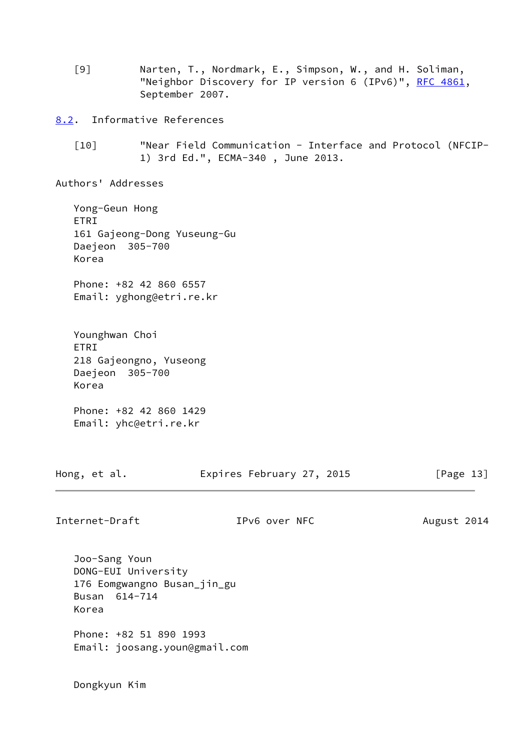[9] Narten, T., Nordmark, E., Simpson, W., and H. Soliman, "Neighbor Discovery for IP version 6 (IPv6)", RFC 4861, September 2007.

## 8.2. Informative References

[10] "Near Field Communication - Interface and Protocol (NFCIP-1) 3rd Ed.", ECMA-340 , June 2013.

## Authors' Addresses

Yong-Geun Hong
ETRI
161 Gajeong-Dong Yuseung-Gu
Daejeon 305-700
Korea

Phone: +82 42 860 6557
Email: yghong@etri.re.kr

Younghwan Choi
ETRI
218 Gajeongno, Yuseong
Daejeon 305-700
Korea

Phone: +82 42 860 1429
Email: yhc@etri.re.kr

Joo-Sang Youn
DONG-EUI University
176 Eomgwangno Busan_jin_gu
Busan 614-714
Korea

Phone: +82 51 890 1993
Email: joosang.youn@gmail.com

Dongkyun Kim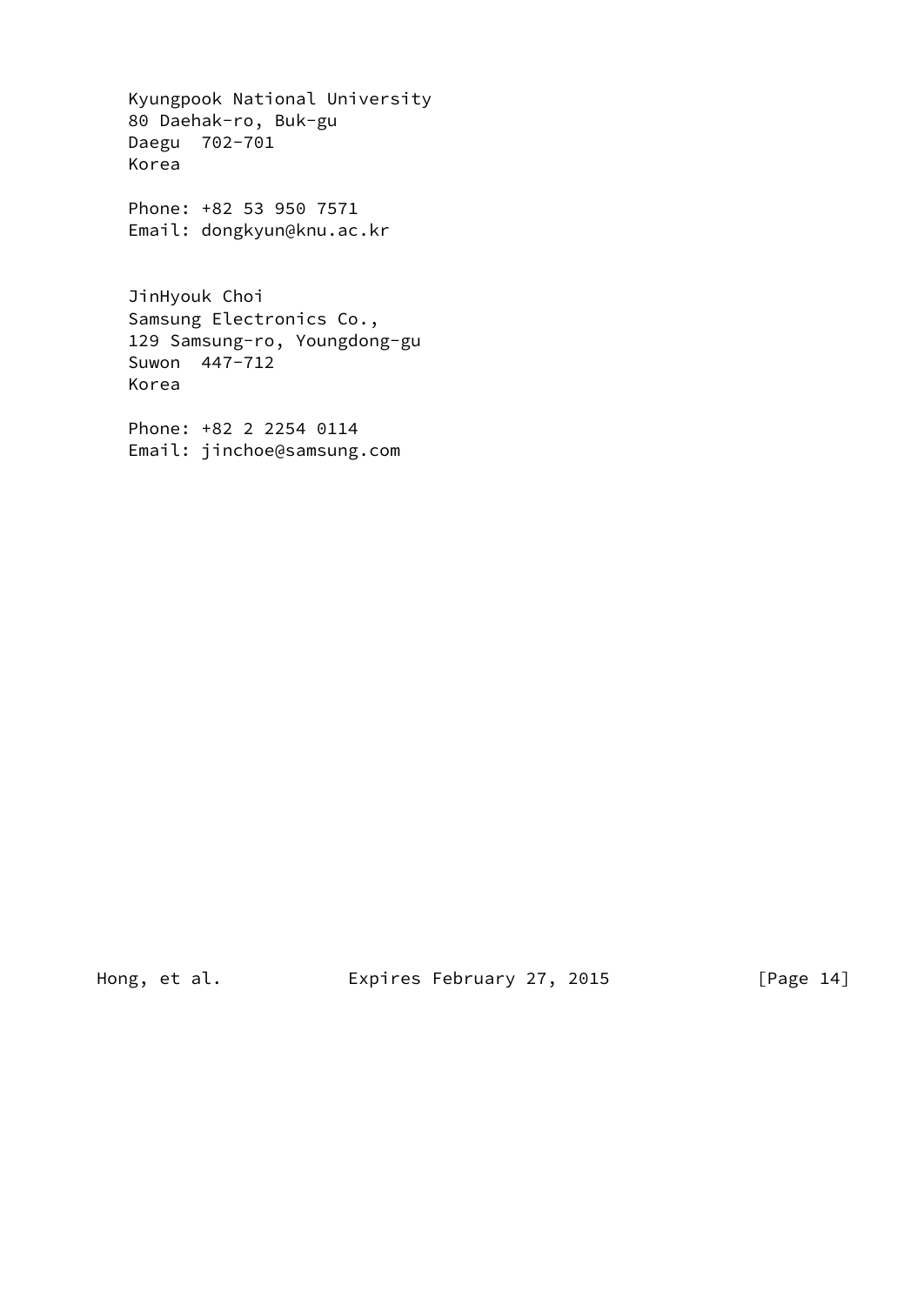Kyungpook National University
80 Daehak-ro, Buk-gu
Daegu  702-701
Korea

Phone: +82 53 950 7571
Email: dongkyun@knu.ac.kr

JinHyouk Choi
Samsung Electronics Co.,
129 Samsung-ro, Youngdong-gu
Suwon  447-712
Korea

Phone: +82 2 2254 0114
Email: jinchoe@samsung.com